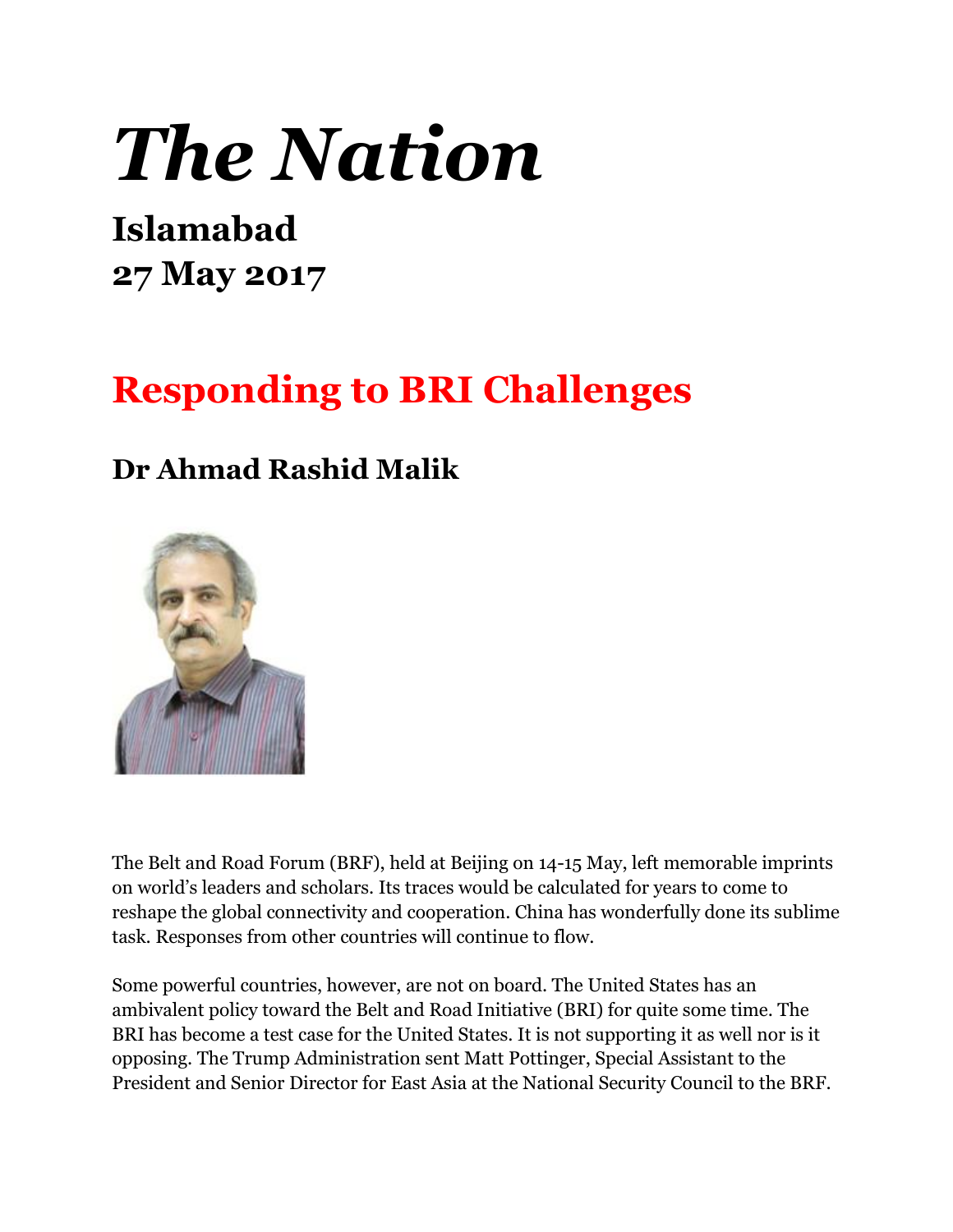# *The Nation*

## Islamabad
## 27 May 2017

## Responding to BRI Challenges

### Dr Ahmad Rashid Malik

The Belt and Road Forum (BRF), held at Beijing on 14-15 May, left memorable imprints on world's leaders and scholars. Its traces would be calculated for years to come to reshape the global connectivity and cooperation. China has wonderfully done its sublime task. Responses from other countries will continue to flow.

Some powerful countries, however, are not on board. The United States has an ambivalent policy toward the Belt and Road Initiative (BRI) for quite some time. The BRI has become a test case for the United States. It is not supporting it as well nor is it opposing. The Trump Administration sent Matt Pottinger, Special Assistant to the President and Senior Director for East Asia at the National Security Council to the BRF.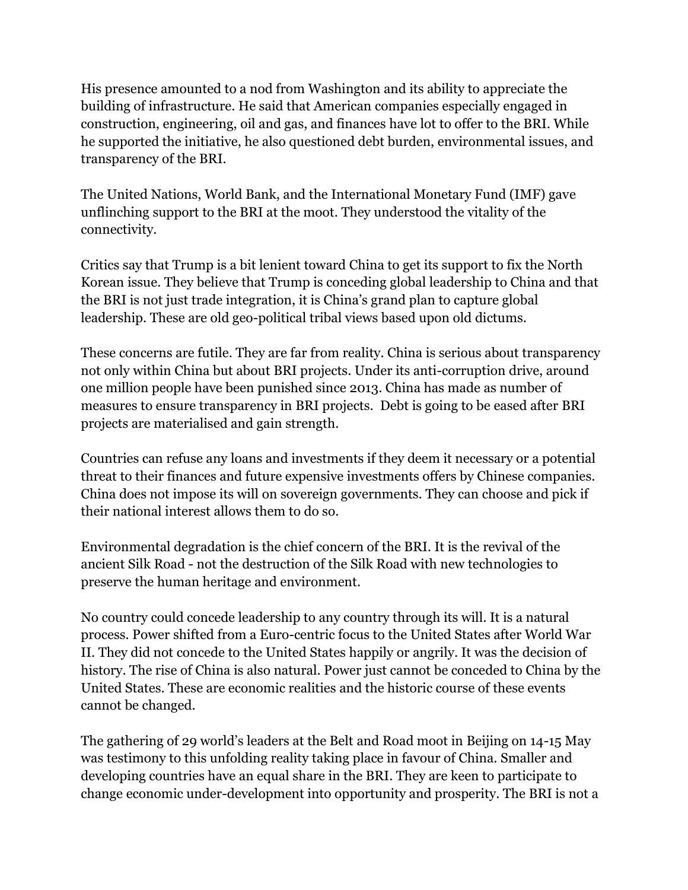His presence amounted to a nod from Washington and its ability to appreciate the building of infrastructure. He said that American companies especially engaged in construction, engineering, oil and gas, and finances have lot to offer to the BRI. While he supported the initiative, he also questioned debt burden, environmental issues, and transparency of the BRI.

The United Nations, World Bank, and the International Monetary Fund (IMF) gave unflinching support to the BRI at the moot. They understood the vitality of the connectivity.

Critics say that Trump is a bit lenient toward China to get its support to fix the North Korean issue. They believe that Trump is conceding global leadership to China and that the BRI is not just trade integration, it is China's grand plan to capture global leadership. These are old geo-political tribal views based upon old dictums.

These concerns are futile. They are far from reality. China is serious about transparency not only within China but about BRI projects. Under its anti-corruption drive, around one million people have been punished since 2013. China has made as number of measures to ensure transparency in BRI projects.  Debt is going to be eased after BRI projects are materialised and gain strength.

Countries can refuse any loans and investments if they deem it necessary or a potential threat to their finances and future expensive investments offers by Chinese companies. China does not impose its will on sovereign governments. They can choose and pick if their national interest allows them to do so.

Environmental degradation is the chief concern of the BRI. It is the revival of the ancient Silk Road - not the destruction of the Silk Road with new technologies to preserve the human heritage and environment.

No country could concede leadership to any country through its will. It is a natural process. Power shifted from a Euro-centric focus to the United States after World War II. They did not concede to the United States happily or angrily. It was the decision of history. The rise of China is also natural. Power just cannot be conceded to China by the United States. These are economic realities and the historic course of these events cannot be changed.

The gathering of 29 world's leaders at the Belt and Road moot in Beijing on 14-15 May was testimony to this unfolding reality taking place in favour of China. Smaller and developing countries have an equal share in the BRI. They are keen to participate to change economic under-development into opportunity and prosperity. The BRI is not a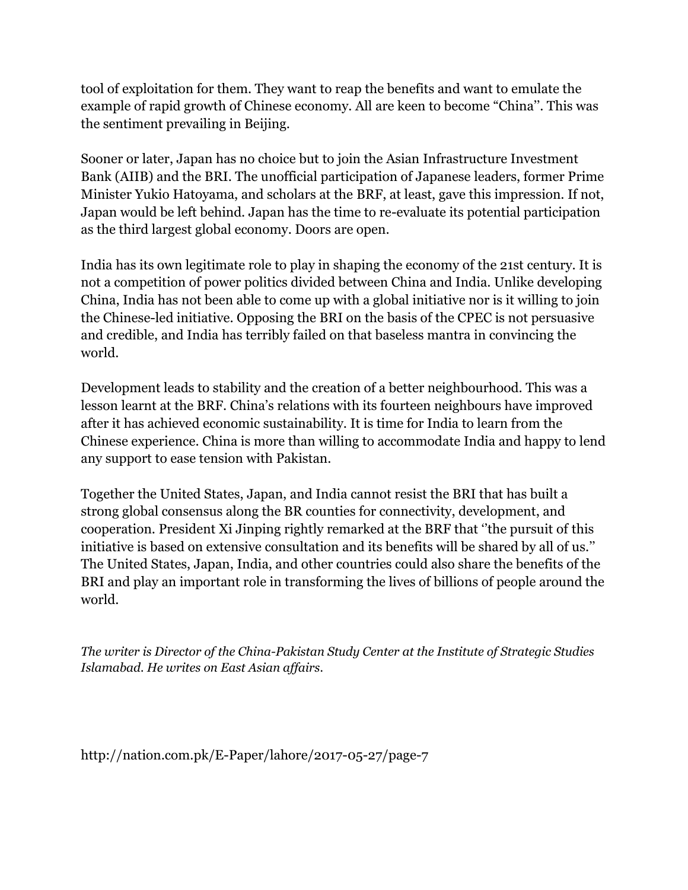tool of exploitation for them. They want to reap the benefits and want to emulate the example of rapid growth of Chinese economy. All are keen to become "China''. This was the sentiment prevailing in Beijing.

Sooner or later, Japan has no choice but to join the Asian Infrastructure Investment Bank (AIIB) and the BRI. The unofficial participation of Japanese leaders, former Prime Minister Yukio Hatoyama, and scholars at the BRF, at least, gave this impression. If not, Japan would be left behind. Japan has the time to re-evaluate its potential participation as the third largest global economy. Doors are open.

India has its own legitimate role to play in shaping the economy of the 21st century. It is not a competition of power politics divided between China and India. Unlike developing China, India has not been able to come up with a global initiative nor is it willing to join the Chinese-led initiative. Opposing the BRI on the basis of the CPEC is not persuasive and credible, and India has terribly failed on that baseless mantra in convincing the world.

Development leads to stability and the creation of a better neighbourhood. This was a lesson learnt at the BRF. China's relations with its fourteen neighbours have improved after it has achieved economic sustainability. It is time for India to learn from the Chinese experience. China is more than willing to accommodate India and happy to lend any support to ease tension with Pakistan.

Together the United States, Japan, and India cannot resist the BRI that has built a strong global consensus along the BR counties for connectivity, development, and cooperation. President Xi Jinping rightly remarked at the BRF that ''the pursuit of this initiative is based on extensive consultation and its benefits will be shared by all of us.'' The United States, Japan, India, and other countries could also share the benefits of the BRI and play an important role in transforming the lives of billions of people around the world.

*The writer is Director of the China-Pakistan Study Center at the Institute of Strategic Studies Islamabad. He writes on East Asian affairs.*

http://nation.com.pk/E-Paper/lahore/2017-05-27/page-7